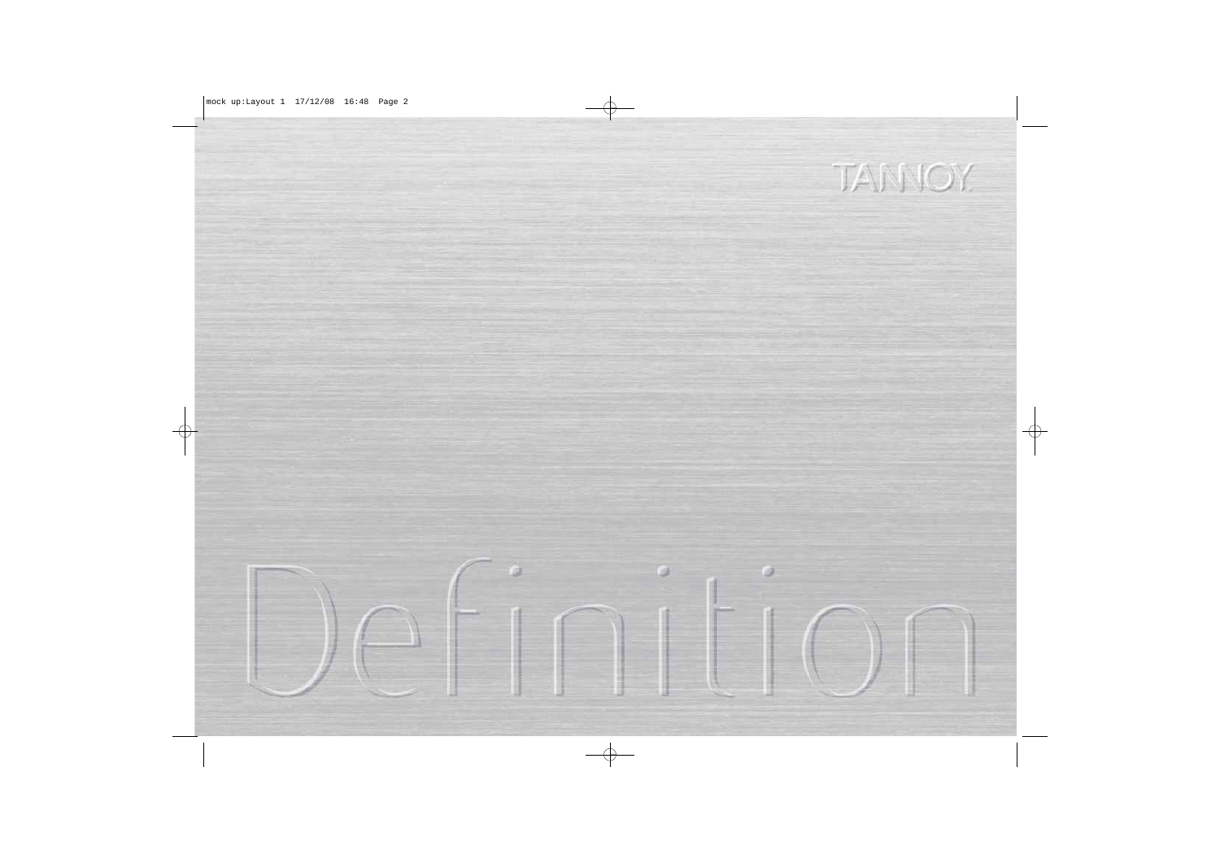TANNOY

# Definition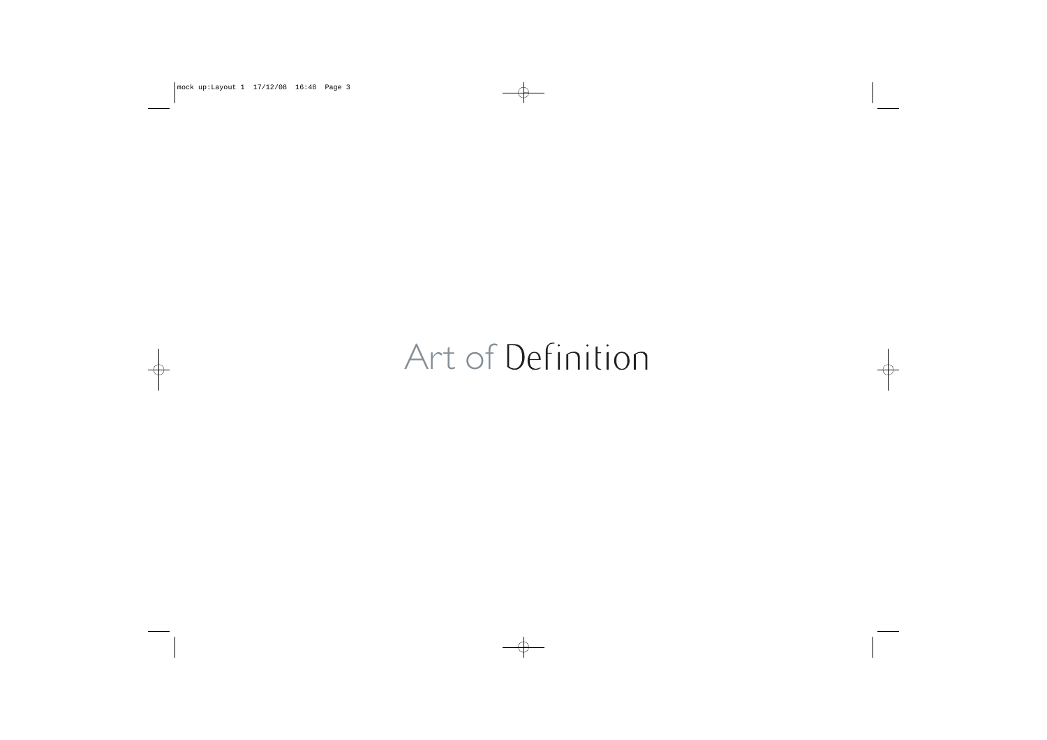# Art of Definition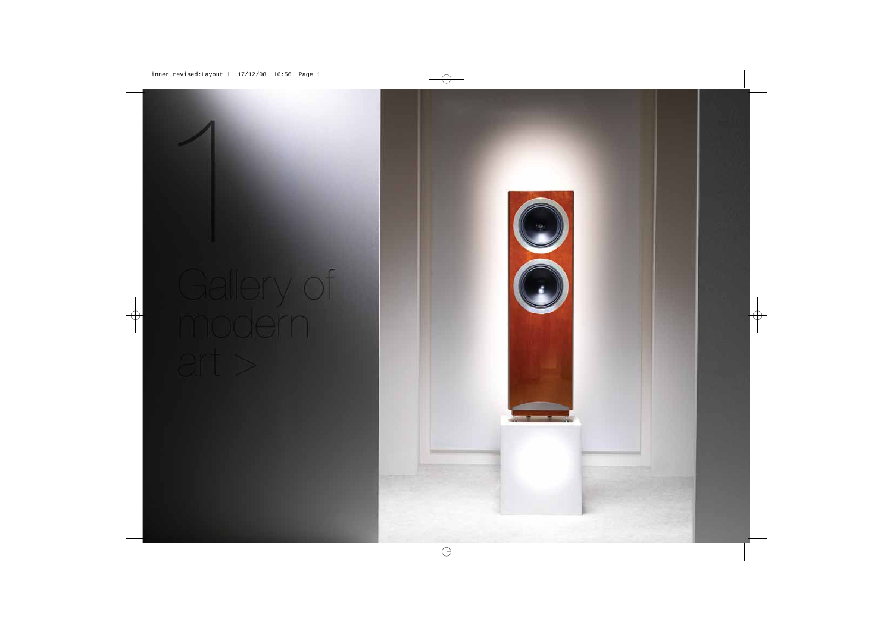# 1

Gallery of modern art >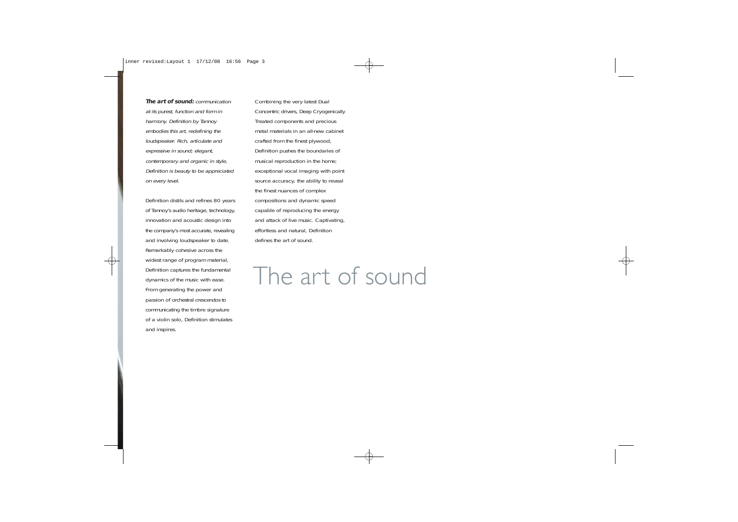***The art of sound:*** *communication at its purest, function and form in harmony. Definition by Tannoy embodies this art, redefining the loudspeaker. Rich, articulate and expressive in sound; elegant, contemporary and organic in style, Definition is beauty to be appreciated on every level.*

Definition distils and refines 80 years of Tannoy's audio heritage, technology, innovation and acoustic design into the company's most accurate, revealing and involving loudspeaker to date. Remarkably cohesive across the widest range of program material, Definition captures the fundamental dynamics of the music with ease. From generating the power and passion of orchestral crescendos to communicating the timbre signature of a violin solo, Definition stimulates and inspires.

Combining the very latest Dual Concentric drivers, Deep Cryogenically Treated components and precious metal materials in an all-new cabinet crafted from the finest plywood, Definition pushes the boundaries of musical reproduction in the home; exceptional vocal imaging with point source accuracy, the ability to reveal the finest nuances of complex compositions and dynamic speed capable of reproducing the energy and attack of live music. Captivating, effortless and natural, Definition defines the art of sound.

# The art of sound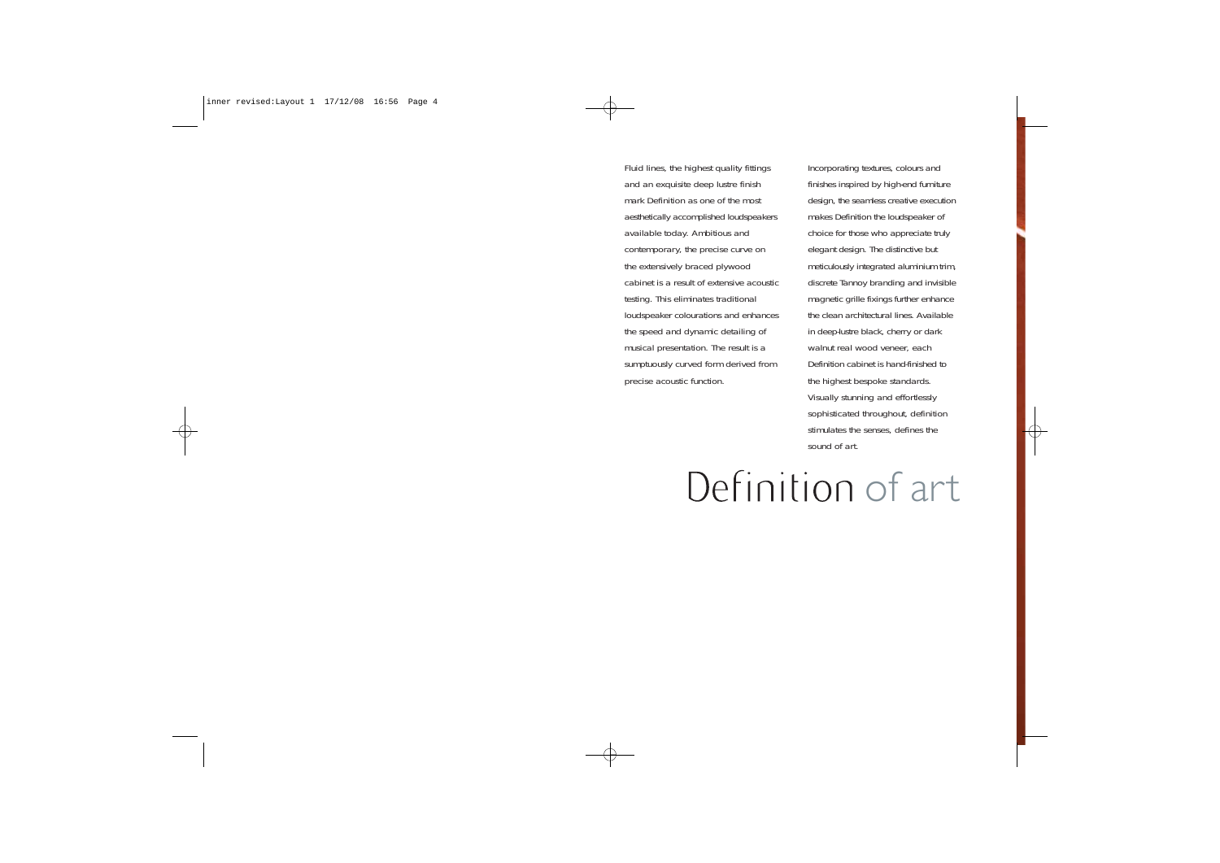# Definition of art

Fluid lines, the highest quality fittings and an exquisite deep lustre finish mark Definition as one of the most aesthetically accomplished loudspeakers available today. Ambitious and contemporary, the precise curve on the extensively braced plywood cabinet is a result of extensive acoustic testing. This eliminates traditional loudspeaker colourations and enhances the speed and dynamic detailing of musical presentation. The result is a sumptuously curved form derived from precise acoustic function.

Incorporating textures, colours and finishes inspired by high-end furniture design, the seamless creative execution makes Definition the loudspeaker of choice for those who appreciate truly elegant design. The distinctive but meticulously integrated aluminium trim, discrete Tannoy branding and invisible magnetic grille fixings further enhance the clean architectural lines. Available in deep-lustre black, cherry or dark walnut real wood veneer, each Definition cabinet is hand-finished to the highest bespoke standards. Visually stunning and effortlessly sophisticated throughout, definition stimulates the senses, defines the sound of art.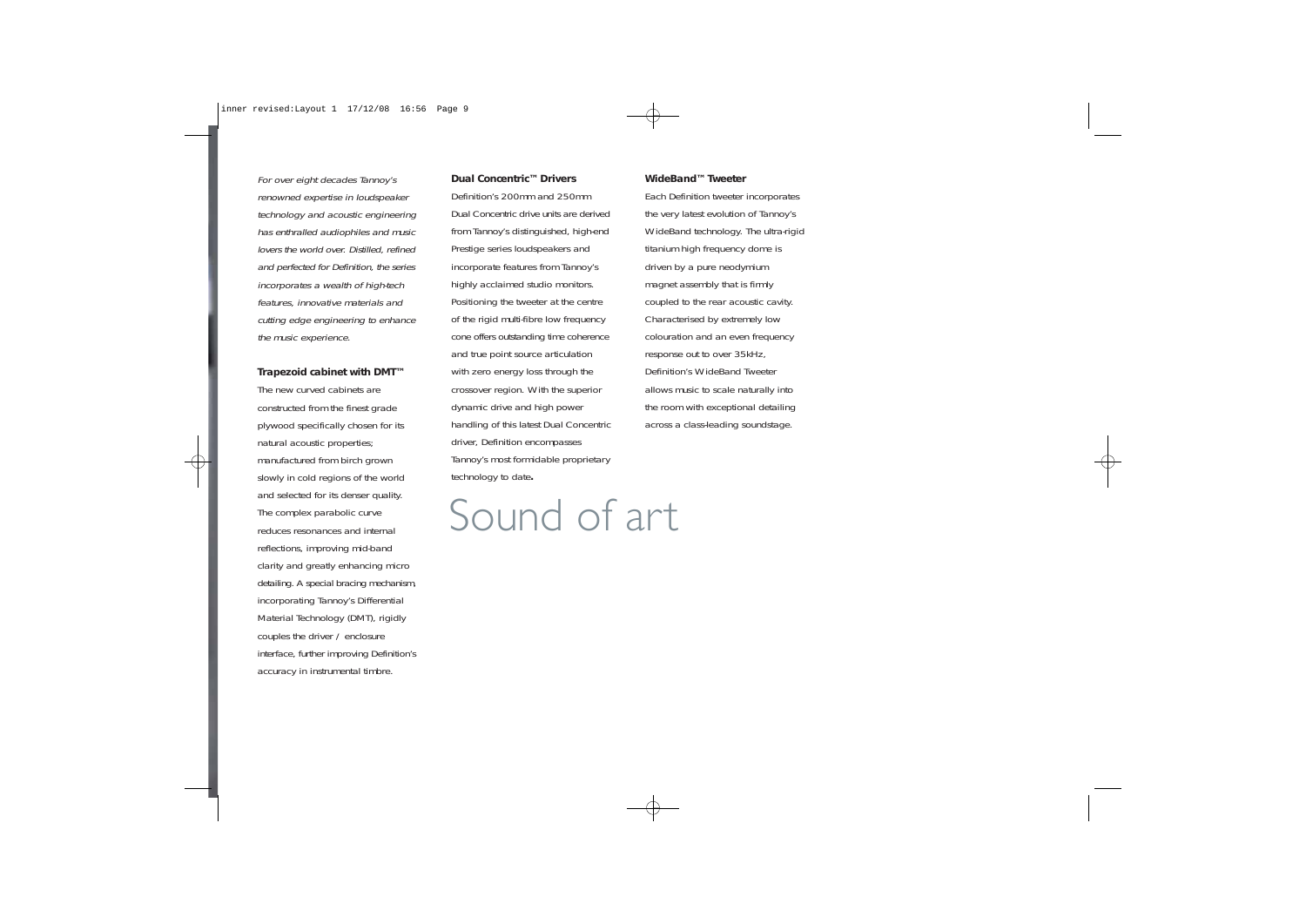*For over eight decades Tannoy's renowned expertise in loudspeaker technology and acoustic engineering has enthralled audiophiles and music lovers the world over. Distilled, refined and perfected for Definition, the series incorporates a wealth of high-tech features, innovative materials and cutting edge engineering to enhance the music experience.*

**Trapezoid cabinet with DMT™**

The new curved cabinets are constructed from the finest grade plywood specifically chosen for its natural acoustic properties; manufactured from birch grown slowly in cold regions of the world and selected for its denser quality. The complex parabolic curve reduces resonances and internal reflections, improving mid-band clarity and greatly enhancing micro detailing. A special bracing mechanism, incorporating Tannoy's Differential Material Technology (DMT), rigidly couples the driver / enclosure interface, further improving Definition's accuracy in instrumental timbre.

**Dual Concentric™ Drivers**

Definition's 200mm and 250mm Dual Concentric drive units are derived from Tannoy's distinguished, high-end Prestige series loudspeakers and incorporate features from Tannoy's highly acclaimed studio monitors. Positioning the tweeter at the centre of the rigid multi-fibre low frequency cone offers outstanding time coherence and true point source articulation with zero energy loss through the crossover region. With the superior dynamic drive and high power handling of this latest Dual Concentric driver, Definition encompasses Tannoy's most formidable proprietary technology to date.

# Sound of art

**WideBand™ Tweeter**

Each Definition tweeter incorporates the very latest evolution of Tannoy's WideBand technology. The ultra-rigid titanium high frequency dome is driven by a pure neodymium magnet assembly that is firmly coupled to the rear acoustic cavity. Characterised by extremely low colouration and an even frequency response out to over 35kHz, Definition's WideBand Tweeter allows music to scale naturally into the room with exceptional detailing across a class-leading soundstage.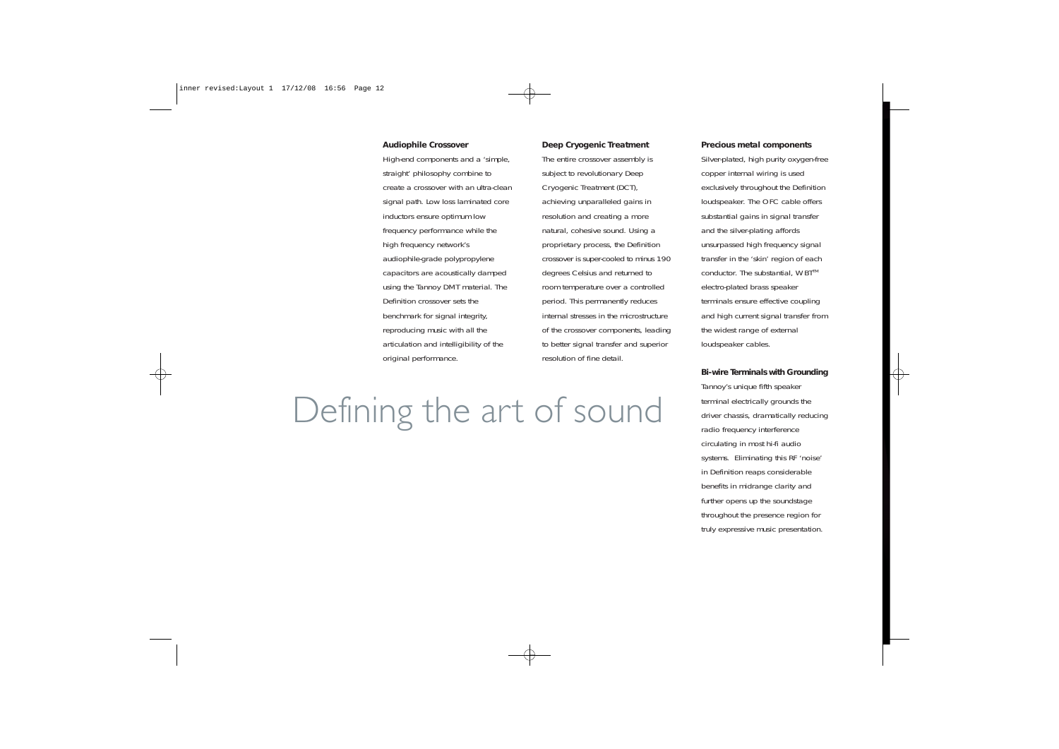### Audiophile Crossover

High-end components and a 'simple, straight' philosophy combine to create a crossover with an ultra-clean signal path. Low loss laminated core inductors ensure optimum low frequency performance while the high frequency network's audiophile-grade polypropylene capacitors are acoustically damped using the Tannoy DMT material. The Definition crossover sets the benchmark for signal integrity, reproducing music with all the articulation and intelligibility of the original performance.

### Deep Cryogenic Treatment

The entire crossover assembly is subject to revolutionary Deep Cryogenic Treatment (DCT), achieving unparalleled gains in resolution and creating a more natural, cohesive sound. Using a proprietary process, the Definition crossover is super-cooled to minus 190 degrees Celsius and returned to room temperature over a controlled period. This permanently reduces internal stresses in the microstructure of the crossover components, leading to better signal transfer and superior resolution of fine detail.

### Precious metal components

Silver-plated, high purity oxygen-free copper internal wiring is used exclusively throughout the Definition loudspeaker. The OFC cable offers substantial gains in signal transfer and the silver-plating affords unsurpassed high frequency signal transfer in the 'skin' region of each conductor. The substantial, WBT™ electro-plated brass speaker terminals ensure effective coupling and high current signal transfer from the widest range of external loudspeaker cables.

### Bi-wire Terminals with Grounding

Tannoy's unique fifth speaker terminal electrically grounds the driver chassis, dramatically reducing radio frequency interference circulating in most hi-fi audio systems. Eliminating this RF 'noise' in Definition reaps considerable benefits in midrange clarity and further opens up the soundstage throughout the presence region for truly expressive music presentation.

# Defining the art of sound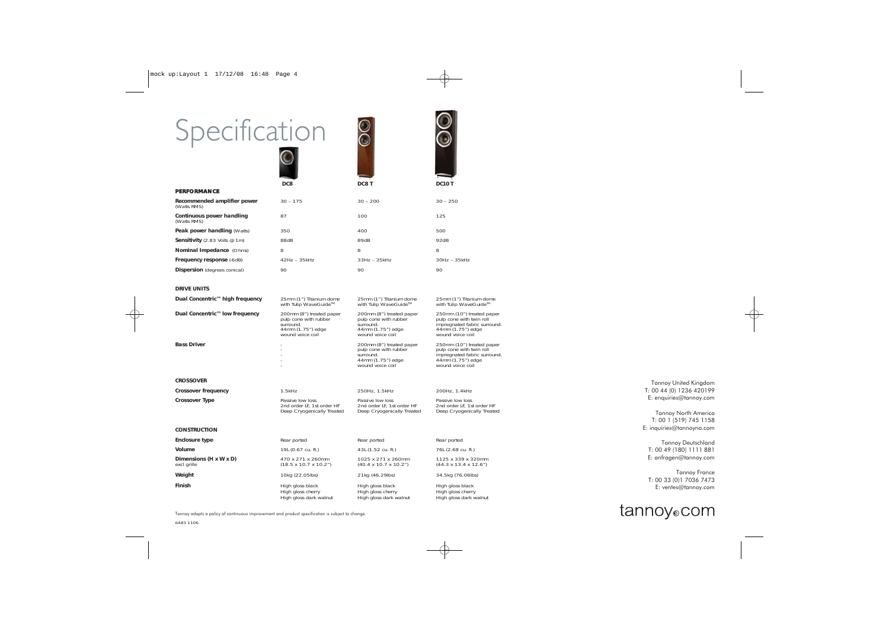# Specification

| | DC8 | DC8 T | DC10 T |
|---|---|---|---|
| **PERFORMANCE** | | | |
| **Recommended amplifier power** (Watts RMS) | 30 – 175 | 30 – 200 | 30 – 250 |
| **Continuous power handling** (Watts RMS) | 87 | 100 | 125 |
| **Peak power handling** (Watts) | 350 | 400 | 500 |
| **Sensitivity** (2.83 Volts @ 1m) | 88dB | 89dB | 92dB |
| **Nominal Impedance** (Ohms) | 8 | 8 | 8 |
| **Frequency response** (-6dB) | 42Hz – 35kHz | 33Hz – 35kHz | 30Hz – 35kHz |
| **Dispersion** (degrees conical) | 90 | 90 | 90 |
| **DRIVE UNITS** | | | |
| **Dual Concentric™ high frequency** | 25mm (1") Titanium dome with Tulip WaveGuide™ | 25mm (1") Titanium dome with Tulip WaveGuide™ | 25mm (1") Titanium dome with Tulip WaveGuide™ |
| **Dual Concentric™ low frequency** | 200mm (8") treated paper pulp cone with rubber surround. 44mm (1.75") edge wound voice coil | 200mm (8") treated paper pulp cone with rubber surround. 44mm (1.75") edge wound voice coil | 250mm (10") treated paper pulp cone with twin roll impregnated fabric surround. 44mm (1.75") edge wound voice coil |
| **Bass Driver** | - | 200mm (8") treated paper pulp cone with rubber surround. 44mm (1.75") edge wound voice coil | 250mm (10") treated paper pulp cone with twin roll impregnated fabric surround. 44mm (1.75") edge wound voice coil |
| **CROSSOVER** | | | |
| **Crossover frequency** | 1.5kHz | 250Hz, 1.5kHz | 200Hz, 1.4kHz |
| **Crossover Type** | Passive low loss 2nd order LF, 1st order HF Deep Cryogenically Treated | Passive low loss 2nd order LF, 1st order HF Deep Cryogenically Treated | Passive low loss 2nd order LF, 1st order HF Deep Cryogenically Treated |
| **CONSTRUCTION** | | | |
| **Enclosure type** | Rear ported | Rear ported | Rear ported |
| **Volume** | 19L (0.67 cu. ft.) | 43L (1.52 cu. ft.) | 76L (2.68 cu. ft.) |
| **Dimensions (H x W x D)** excl grille | 470 x 271 x 260mm (18.5 x 10.7 x 10.2") | 1025 x 271 x 260mm (40.4 x 10.7 x 10.2") | 1125 x 339 x 320mm (44.3 x 13.4 x 12.6") |
| **Weight** | 10kg (22.05lbs) | 21kg (46.29lbs) | 34.5kg (76.06lbs) |
| **Finish** | High gloss black, High gloss cherry, High gloss dark walnut | High gloss black, High gloss cherry, High gloss dark walnut | High gloss black, High gloss cherry, High gloss dark walnut |

Tannoy adopts a policy of continuous improvement and product specification is subject to change.

6483 1106

Tannoy United Kingdom
T: 00 44 (0) 1236 420199
E: enquiries@tannoy.com

Tannoy North America
T: 00 1 (519) 745 1158
E: inquiries@tannoyna.com

Tannoy Deutschland
T: 00 49 (180) 1111 881
E: anfragen@tannoy.com

Tannoy France
T: 00 33 (0)1 7036 7473
E: ventes@tannoy.com

tannoy.com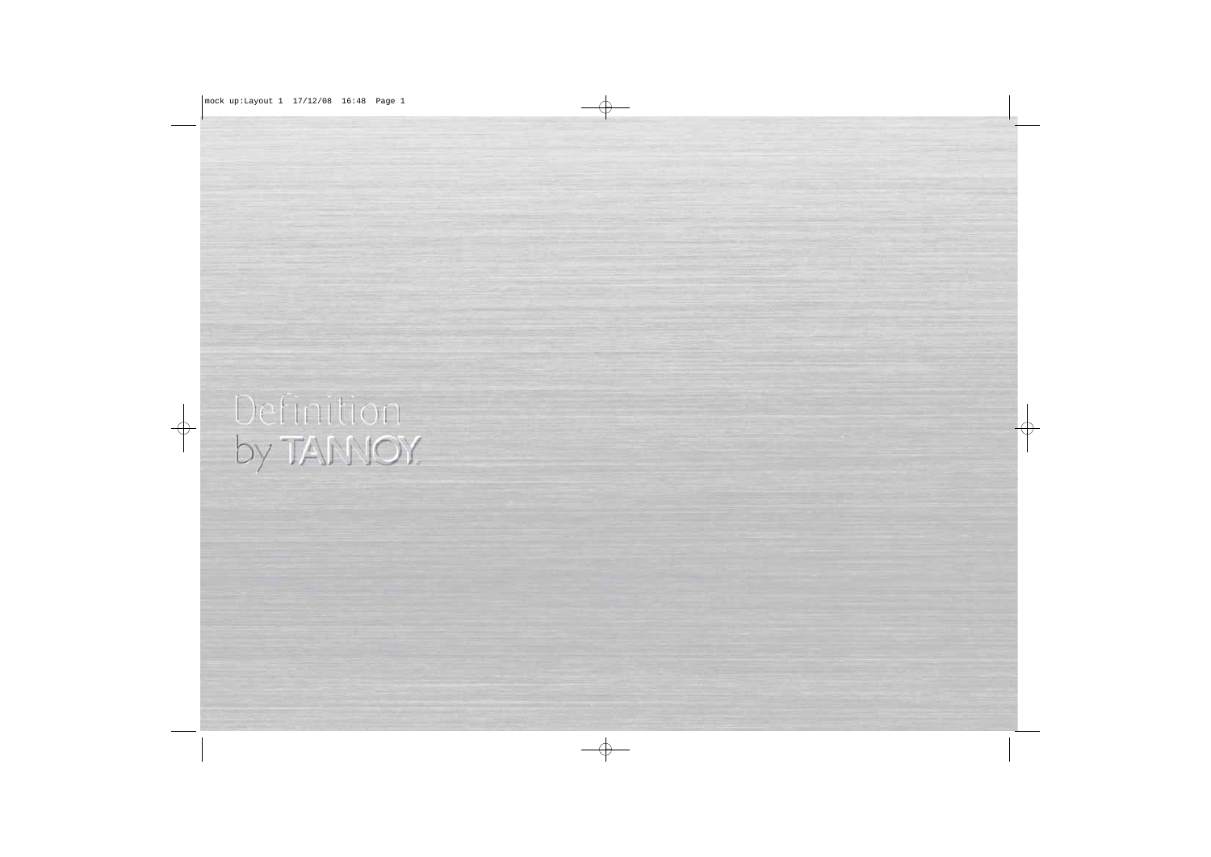Definition
by TANNOY